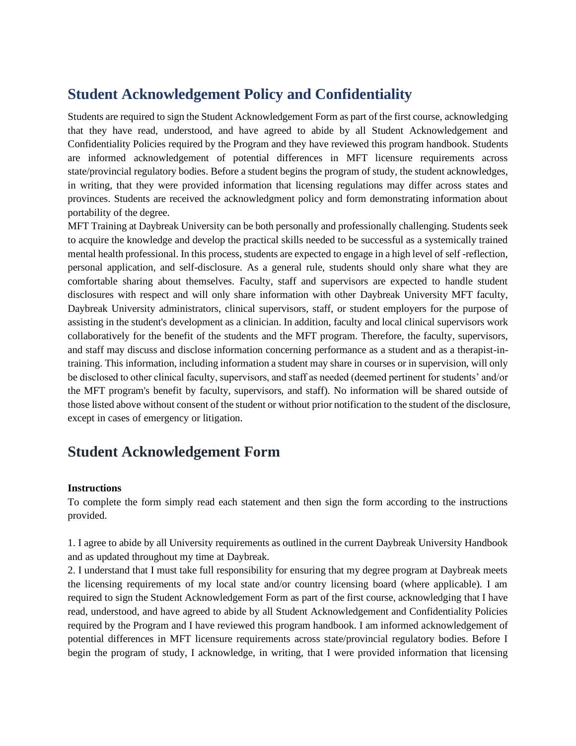## Student Acknowledgement Policy and Confidentiality

Students are required to sign the Student Acknowledgement Form as part of the first course, acknowledging that they have read, understood, and have agreed to abide by all Student Acknowledgement and Confidentiality Policies required by the Program and they have reviewed this program handbook. Students are informed acknowledgement of potential differences in MFT licensure requirements across state/provincial regulatory bodies. Before a student begins the program of study, the student acknowledges, in writing, that they were provided information that licensing regulations may differ across states and provinces. Students are received the acknowledgment policy and form demonstrating information about portability of the degree.

MFT Training at Daybreak University can be both personally and professionally challenging. Students seek to acquire the knowledge and develop the practical skills needed to be successful as a systemically trained mental health professional. In this process, students are expected to engage in a high level of self -reflection, personal application, and self-disclosure. As a general rule, students should only share what they are comfortable sharing about themselves. Faculty, staff and supervisors are expected to handle student disclosures with respect and will only share information with other Daybreak University MFT faculty, Daybreak University administrators, clinical supervisors, staff, or student employers for the purpose of assisting in the student's development as a clinician. In addition, faculty and local clinical supervisors work collaboratively for the benefit of the students and the MFT program. Therefore, the faculty, supervisors, and staff may discuss and disclose information concerning performance as a student and as a therapist-in-training. This information, including information a student may share in courses or in supervision, will only be disclosed to other clinical faculty, supervisors, and staff as needed (deemed pertinent for students' and/or the MFT program's benefit by faculty, supervisors, and staff). No information will be shared outside of those listed above without consent of the student or without prior notification to the student of the disclosure, except in cases of emergency or litigation.

## Student Acknowledgement Form

**Instructions**

To complete the form simply read each statement and then sign the form according to the instructions provided.

1. I agree to abide by all University requirements as outlined in the current Daybreak University Handbook and as updated throughout my time at Daybreak.
2. I understand that I must take full responsibility for ensuring that my degree program at Daybreak meets the licensing requirements of my local state and/or country licensing board (where applicable). I am required to sign the Student Acknowledgement Form as part of the first course, acknowledging that I have read, understood, and have agreed to abide by all Student Acknowledgement and Confidentiality Policies required by the Program and I have reviewed this program handbook. I am informed acknowledgement of potential differences in MFT licensure requirements across state/provincial regulatory bodies. Before I begin the program of study, I acknowledge, in writing, that I were provided information that licensing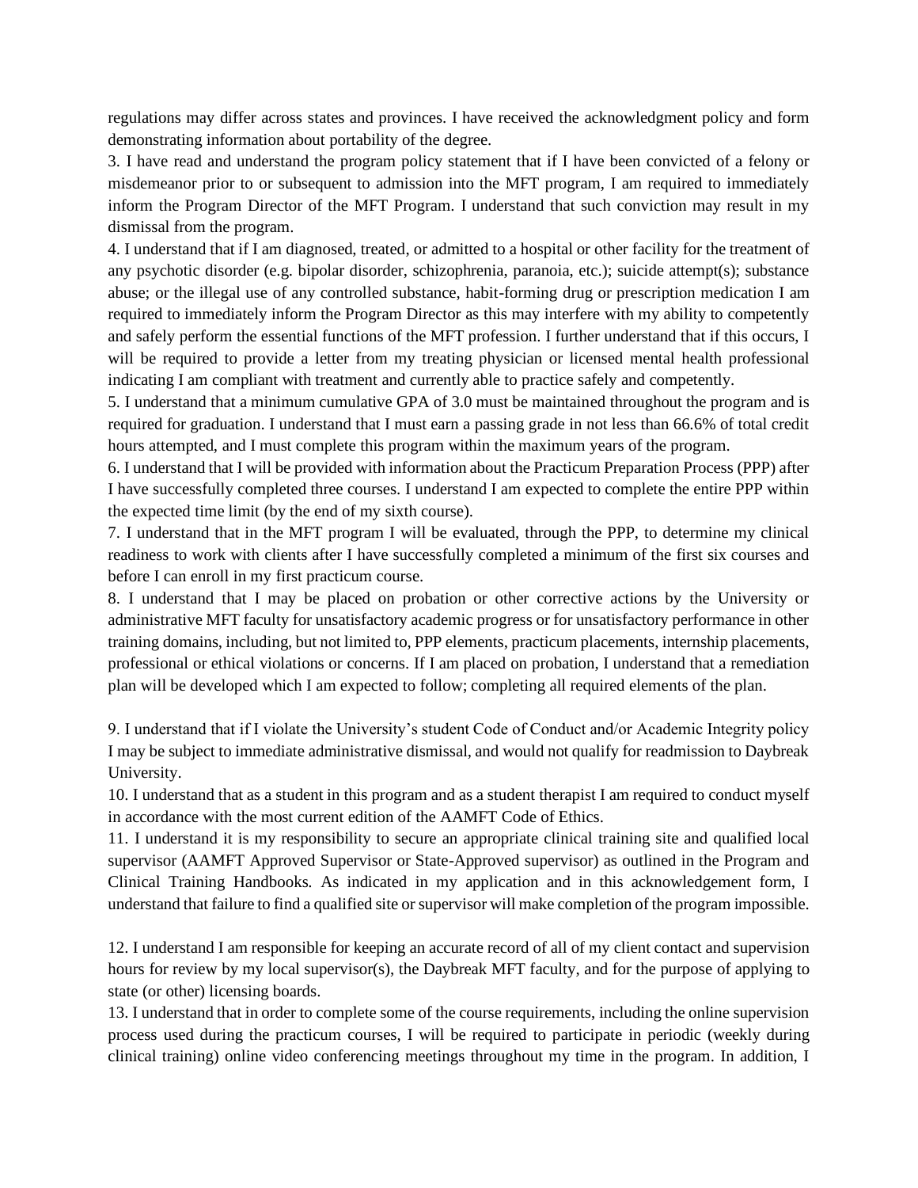regulations may differ across states and provinces. I have received the acknowledgment policy and form demonstrating information about portability of the degree.

3. I have read and understand the program policy statement that if I have been convicted of a felony or misdemeanor prior to or subsequent to admission into the MFT program, I am required to immediately inform the Program Director of the MFT Program. I understand that such conviction may result in my dismissal from the program.

4. I understand that if I am diagnosed, treated, or admitted to a hospital or other facility for the treatment of any psychotic disorder (e.g. bipolar disorder, schizophrenia, paranoia, etc.); suicide attempt(s); substance abuse; or the illegal use of any controlled substance, habit-forming drug or prescription medication I am required to immediately inform the Program Director as this may interfere with my ability to competently and safely perform the essential functions of the MFT profession. I further understand that if this occurs, I will be required to provide a letter from my treating physician or licensed mental health professional indicating I am compliant with treatment and currently able to practice safely and competently.

5. I understand that a minimum cumulative GPA of 3.0 must be maintained throughout the program and is required for graduation. I understand that I must earn a passing grade in not less than 66.6% of total credit hours attempted, and I must complete this program within the maximum years of the program.

6. I understand that I will be provided with information about the Practicum Preparation Process (PPP) after I have successfully completed three courses. I understand I am expected to complete the entire PPP within the expected time limit (by the end of my sixth course).

7. I understand that in the MFT program I will be evaluated, through the PPP, to determine my clinical readiness to work with clients after I have successfully completed a minimum of the first six courses and before I can enroll in my first practicum course.

8. I understand that I may be placed on probation or other corrective actions by the University or administrative MFT faculty for unsatisfactory academic progress or for unsatisfactory performance in other training domains, including, but not limited to, PPP elements, practicum placements, internship placements, professional or ethical violations or concerns. If I am placed on probation, I understand that a remediation plan will be developed which I am expected to follow; completing all required elements of the plan.

9. I understand that if I violate the University's student Code of Conduct and/or Academic Integrity policy I may be subject to immediate administrative dismissal, and would not qualify for readmission to Daybreak University.

10. I understand that as a student in this program and as a student therapist I am required to conduct myself in accordance with the most current edition of the AAMFT Code of Ethics.

11. I understand it is my responsibility to secure an appropriate clinical training site and qualified local supervisor (AAMFT Approved Supervisor or State-Approved supervisor) as outlined in the Program and Clinical Training Handbooks. As indicated in my application and in this acknowledgement form, I understand that failure to find a qualified site or supervisor will make completion of the program impossible.

12. I understand I am responsible for keeping an accurate record of all of my client contact and supervision hours for review by my local supervisor(s), the Daybreak MFT faculty, and for the purpose of applying to state (or other) licensing boards.

13. I understand that in order to complete some of the course requirements, including the online supervision process used during the practicum courses, I will be required to participate in periodic (weekly during clinical training) online video conferencing meetings throughout my time in the program. In addition, I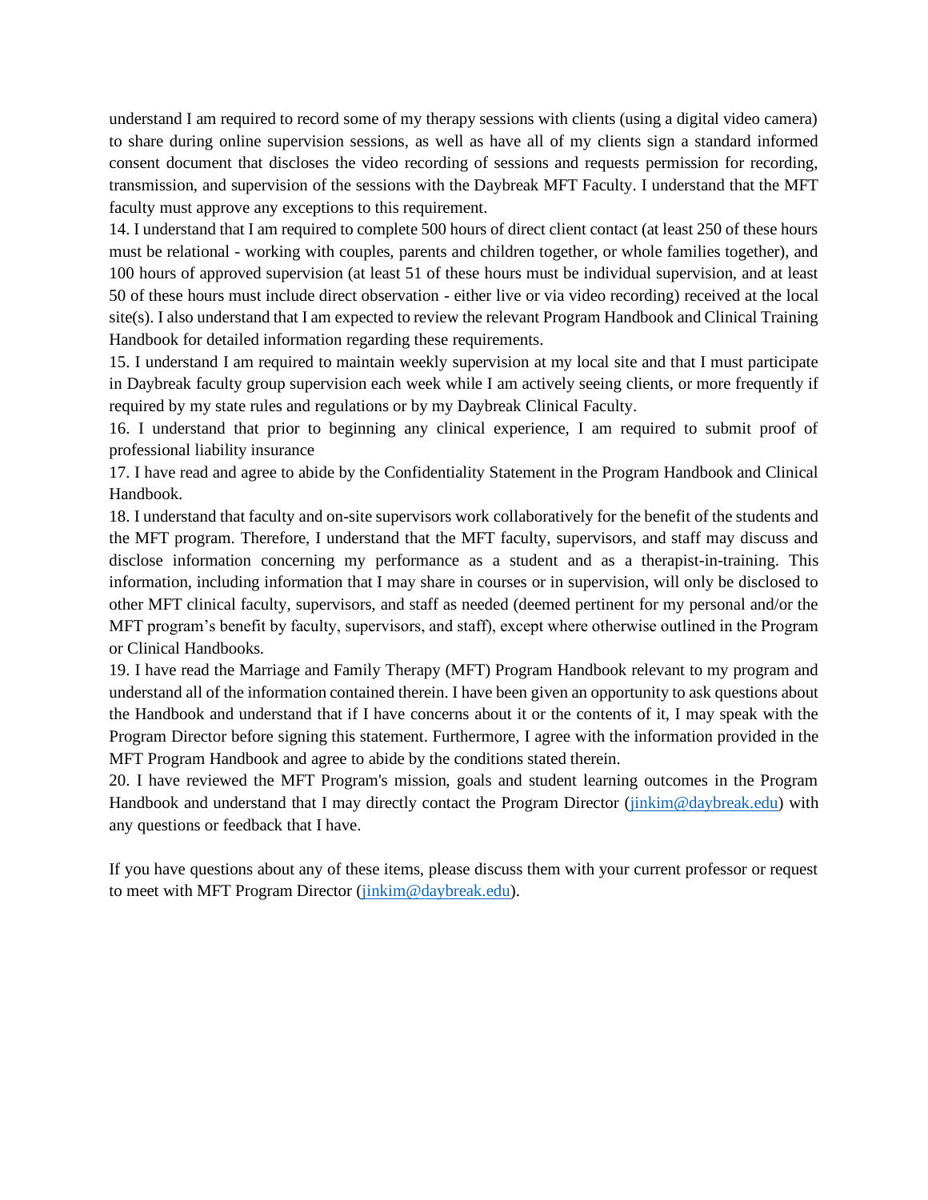understand I am required to record some of my therapy sessions with clients (using a digital video camera) to share during online supervision sessions, as well as have all of my clients sign a standard informed consent document that discloses the video recording of sessions and requests permission for recording, transmission, and supervision of the sessions with the Daybreak MFT Faculty. I understand that the MFT faculty must approve any exceptions to this requirement.

14. I understand that I am required to complete 500 hours of direct client contact (at least 250 of these hours must be relational - working with couples, parents and children together, or whole families together), and 100 hours of approved supervision (at least 51 of these hours must be individual supervision, and at least 50 of these hours must include direct observation - either live or via video recording) received at the local site(s). I also understand that I am expected to review the relevant Program Handbook and Clinical Training Handbook for detailed information regarding these requirements.

15. I understand I am required to maintain weekly supervision at my local site and that I must participate in Daybreak faculty group supervision each week while I am actively seeing clients, or more frequently if required by my state rules and regulations or by my Daybreak Clinical Faculty.

16. I understand that prior to beginning any clinical experience, I am required to submit proof of professional liability insurance

17. I have read and agree to abide by the Confidentiality Statement in the Program Handbook and Clinical Handbook.

18. I understand that faculty and on-site supervisors work collaboratively for the benefit of the students and the MFT program. Therefore, I understand that the MFT faculty, supervisors, and staff may discuss and disclose information concerning my performance as a student and as a therapist-in-training. This information, including information that I may share in courses or in supervision, will only be disclosed to other MFT clinical faculty, supervisors, and staff as needed (deemed pertinent for my personal and/or the MFT program's benefit by faculty, supervisors, and staff), except where otherwise outlined in the Program or Clinical Handbooks.

19. I have read the Marriage and Family Therapy (MFT) Program Handbook relevant to my program and understand all of the information contained therein. I have been given an opportunity to ask questions about the Handbook and understand that if I have concerns about it or the contents of it, I may speak with the Program Director before signing this statement. Furthermore, I agree with the information provided in the MFT Program Handbook and agree to abide by the conditions stated therein.

20. I have reviewed the MFT Program's mission, goals and student learning outcomes in the Program Handbook and understand that I may directly contact the Program Director (jinkim@daybreak.edu) with any questions or feedback that I have.

If you have questions about any of these items, please discuss them with your current professor or request to meet with MFT Program Director (jinkim@daybreak.edu).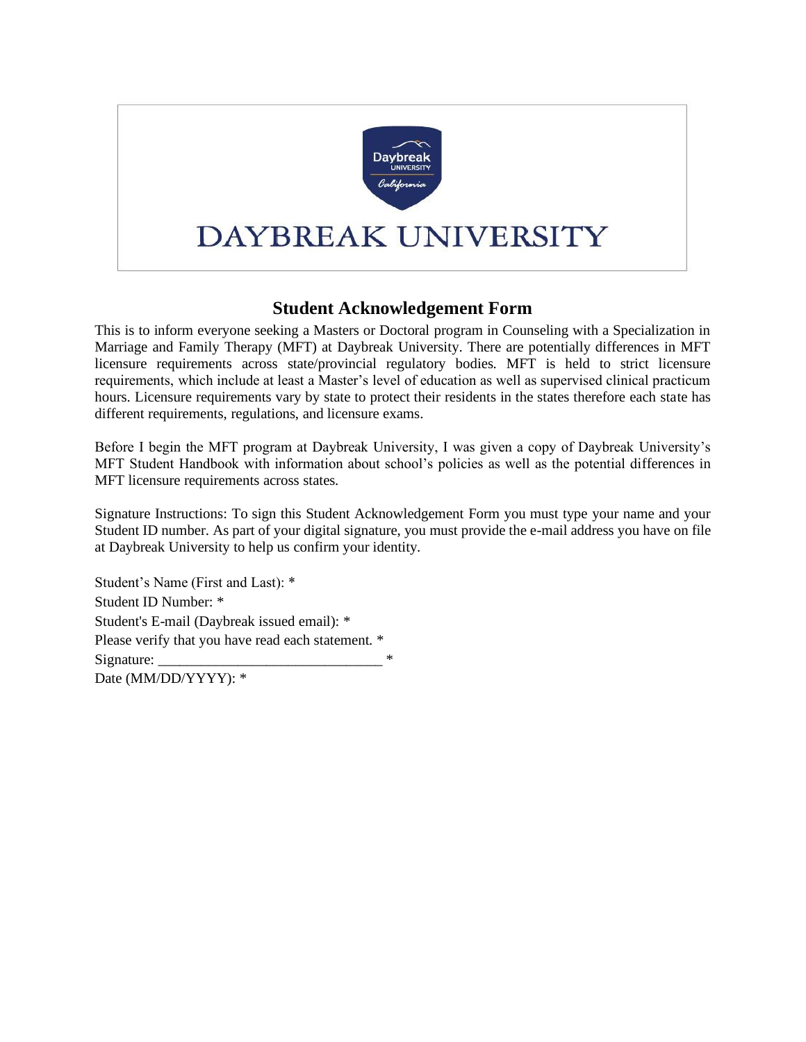# DAYBREAK UNIVERSITY

## Student Acknowledgement Form

This is to inform everyone seeking a Masters or Doctoral program in Counseling with a Specialization in Marriage and Family Therapy (MFT) at Daybreak University. There are potentially differences in MFT licensure requirements across state/provincial regulatory bodies. MFT is held to strict licensure requirements, which include at least a Master's level of education as well as supervised clinical practicum hours. Licensure requirements vary by state to protect their residents in the states therefore each state has different requirements, regulations, and licensure exams.

Before I begin the MFT program at Daybreak University, I was given a copy of Daybreak University's MFT Student Handbook with information about school's policies as well as the potential differences in MFT licensure requirements across states.

Signature Instructions: To sign this Student Acknowledgement Form you must type your name and your Student ID number. As part of your digital signature, you must provide the e-mail address you have on file at Daybreak University to help us confirm your identity.

Student's Name (First and Last): *
Student ID Number: *
Student's E-mail (Daybreak issued email): *
Please verify that you have read each statement. *
Signature: ______________________________ *
Date (MM/DD/YYYY): *